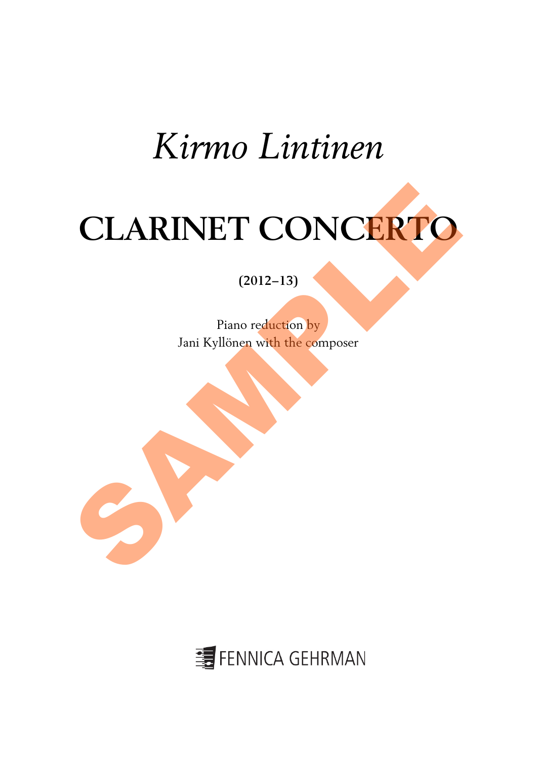*Kirmo Lintinen*

# CLARINET CONCERTO

**(2012–13)**

Piano reduction by
Jani Kyllönen with the composer

FENNICA GEHRMAN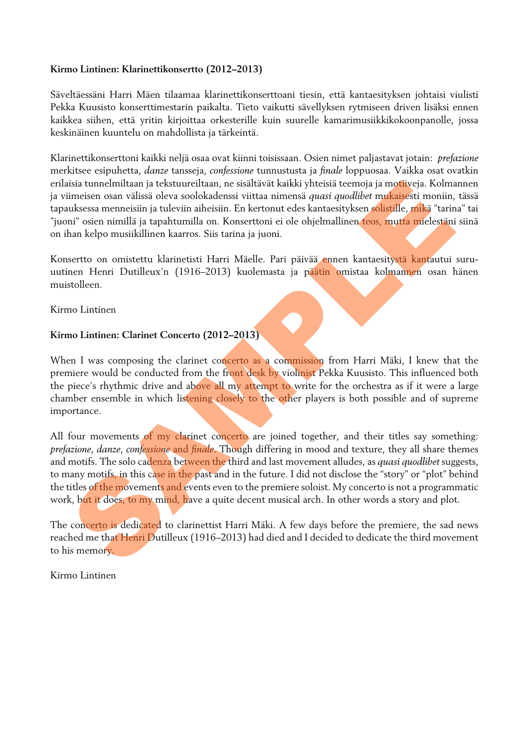**Kirmo Lintinen: Klarinettikonsertto (2012–2013)**

Säveltäessäni Harri Mäen tilaamaa klarinettikonserttoani tiesin, että kantaesityksen johtaisi viulisti Pekka Kuusisto konserttimestarin paikalta. Tieto vaikutti sävellyksen rytmiseen driven lisäksi ennen kaikkea siihen, että yritin kirjoittaa orkesterille kuin suurelle kamarimusiikkikokoonpanolle, jossa keskinäinen kuuntelu on mahdollista ja tärkeintä.

Klarinettikonserttoni kaikki neljä osaa ovat kiinni toisissaan. Osien nimet paljastavat jotain: *prefazione* merkitsee esipuhetta, *danze* tansseja, *confessione* tunnustusta ja *finale* loppuosaa. Vaikka osat ovatkin erilaisia tunnelmiltaan ja tekstuureiltaan, ne sisältävät kaikki yhteisiä teemoja ja motiiveja. Kolmannen ja viimeisen osan välissä oleva soolokadenssi viittaa nimensä *quasi quodlibet* mukaisesti moniin, tässä tapauksessa menneisiin ja tuleviin aiheisiin. En kertonut edes kantaesityksen solistille, mikä "tarina" tai "juoni" osien nimillä ja tapahtumilla on. Konserttoni ei ole ohjelmallinen teos, mutta mielestäni siinä on ihan kelpo musiikillinen kaarros. Siis tarina ja juoni.

Konsertto on omistettu klarinetisti Harri Mäelle. Pari päivää ennen kantaesitystä kantautui suru-uutinen Henri Dutilleux'n (1916–2013) kuolemasta ja päätin omistaa kolmannen osan hänen muistolleen.

Kirmo Lintinen

**Kirmo Lintinen: Clarinet Concerto (2012–2013)**

When I was composing the clarinet concerto as a commission from Harri Mäki, I knew that the premiere would be conducted from the front desk by violinist Pekka Kuusisto. This influenced both the piece's rhythmic drive and above all my attempt to write for the orchestra as if it were a large chamber ensemble in which listening closely to the other players is both possible and of supreme importance.

All four movements of my clarinet concerto are joined together, and their titles say something: *prefazione*, *danze*, *confessione* and *finale*. Though differing in mood and texture, they all share themes and motifs. The solo cadenza between the third and last movement alludes, as *quasi quodlibet* suggests, to many motifs, in this case in the past and in the future. I did not disclose the "story" or "plot" behind the titles of the movements and events even to the premiere soloist. My concerto is not a programmatic work, but it does, to my mind, have a quite decent musical arch. In other words a story and plot.

The concerto is dedicated to clarinettist Harri Mäki. A few days before the premiere, the sad news reached me that Henri Dutilleux (1916–2013) had died and I decided to dedicate the third movement to his memory.

Kirmo Lintinen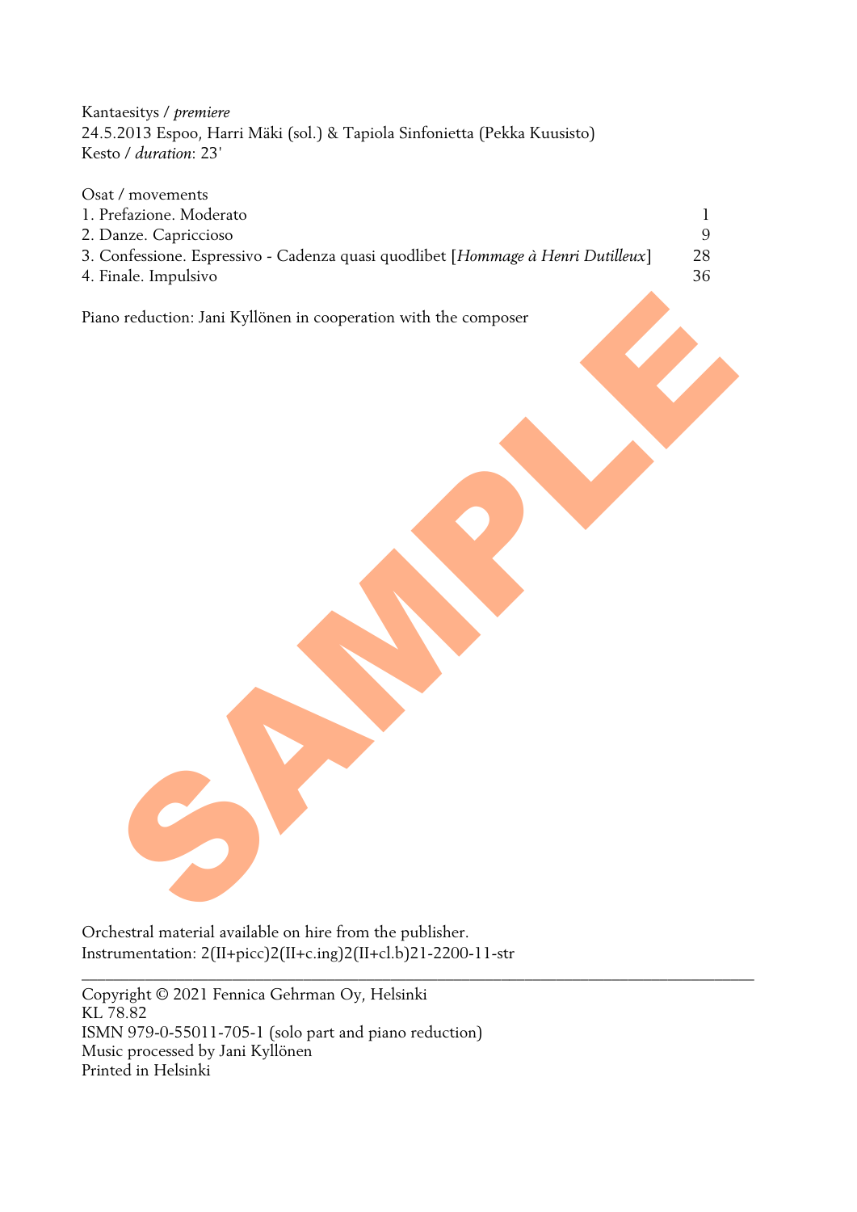Kantaesitys / *premiere*
24.5.2013 Espoo, Harri Mäki (sol.) & Tapiola Sinfonietta (Pekka Kuusisto)
Kesto / *duration*: 23'

Osat / movements

| | |
|---|---|
| 1. Prefazione. Moderato | 1 |
| 2. Danze. Capriccioso | 9 |
| 3. Confessione. Espressivo - Cadenza quasi quodlibet [*Hommage à Henri Dutilleux*] | 28 |
| 4. Finale. Impulsivo | 36 |

Piano reduction: Jani Kyllönen in cooperation with the composer

Orchestral material available on hire from the publisher.
Instrumentation: 2(II+picc)2(II+c.ing)2(II+cl.b)21-2200-11-str

---

Copyright © 2021 Fennica Gehrman Oy, Helsinki
KL 78.82
ISMN 979-0-55011-705-1 (solo part and piano reduction)
Music processed by Jani Kyllönen
Printed in Helsinki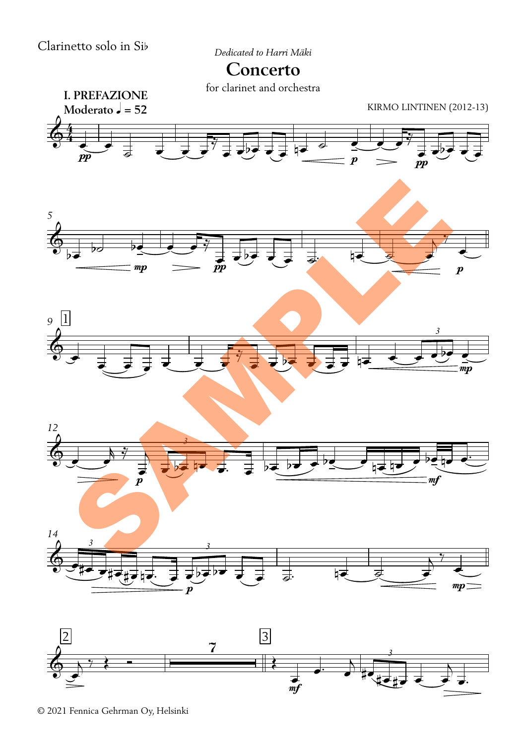Clarinetto solo in Si♭

*Dedicated to Harri Mäki*

# Concerto

for clarinet and orchestra

KIRMO LINTINEN (2012-13)

**I. PREFAZIONE**
**Moderato ♩ = 52**

© 2021 Fennica Gehrman Oy, Helsinki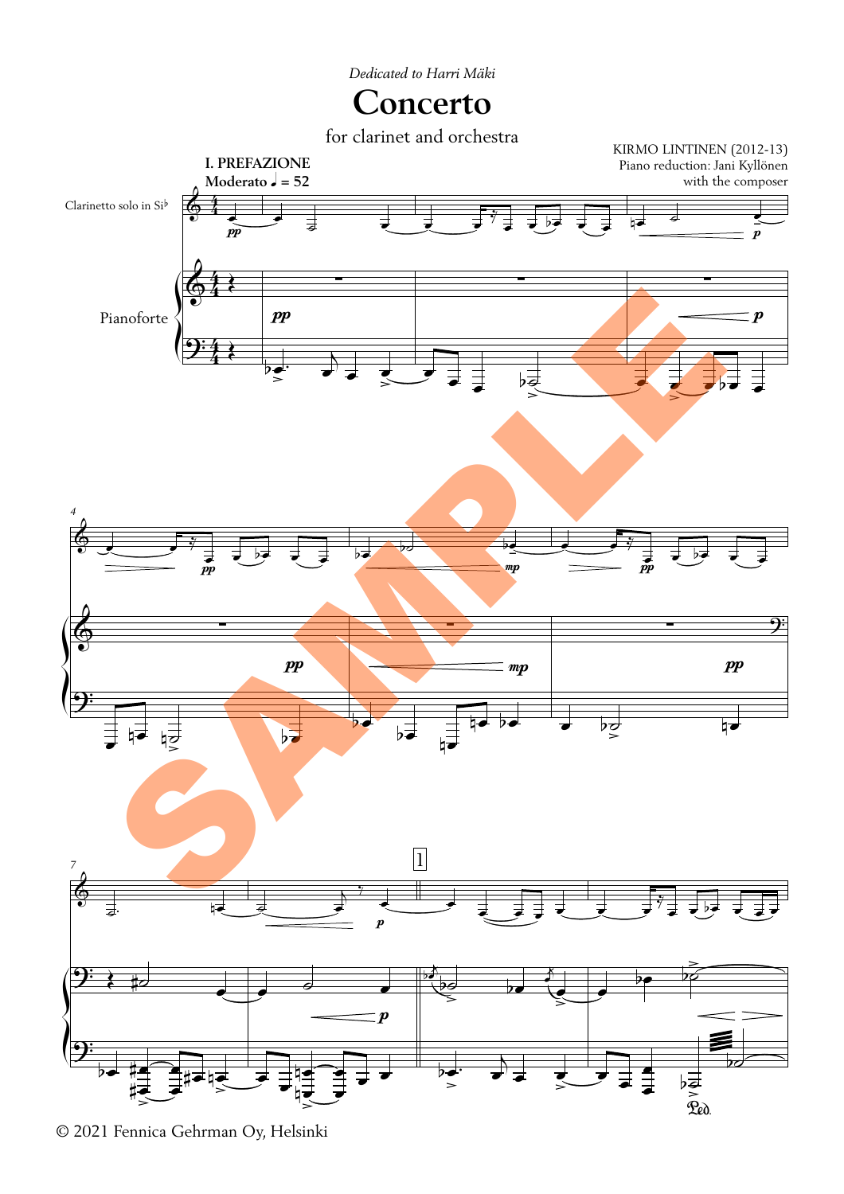*Dedicated to Harri Mäki*

# Concerto

for clarinet and orchestra

KIRMO LINTINEN (2012-13)
Piano reduction: Jani Kyllönen
with the composer

**I. PREFAZIONE**

**Moderato** ♩ = 52

Clarinetto solo in Si♭

Pianoforte

© 2021 Fennica Gehrman Oy, Helsinki